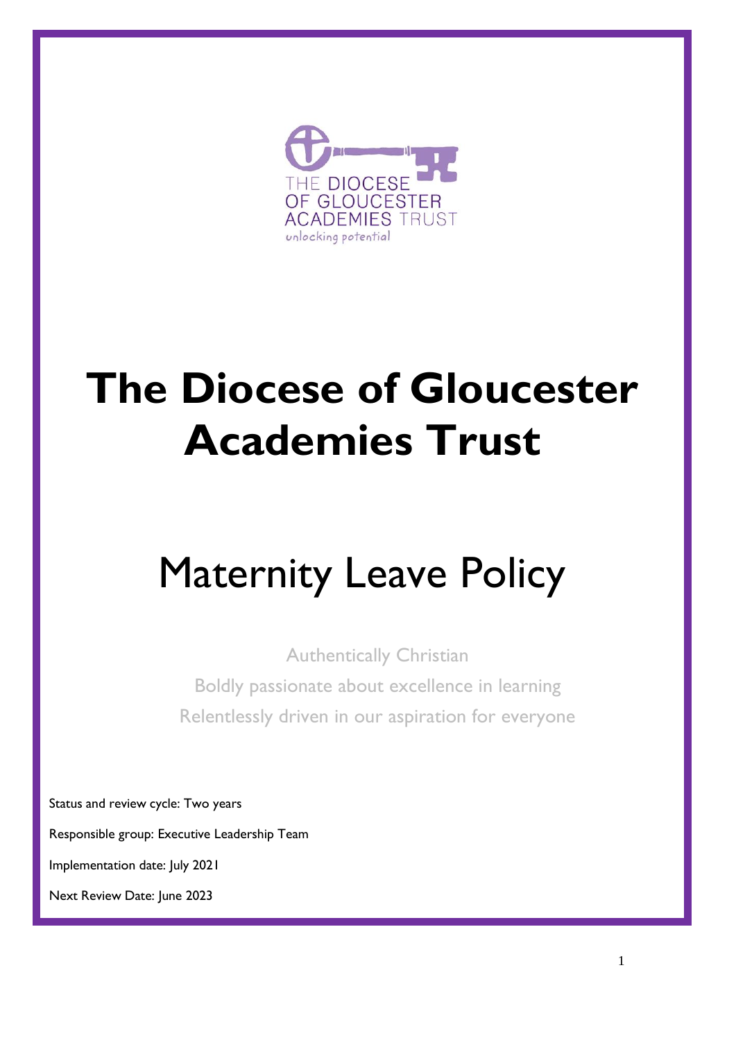# The Diocese of Gloucester Academies Trust

# Maternity Leave Policy

Authentically Christian

Boldly passionate about excellence in learning

Relentlessly driven in our aspiration for everyone

Status and review cycle: Two years

Responsible group: Executive Leadership Team

Implementation date: July 2021

Next Review Date: June 2023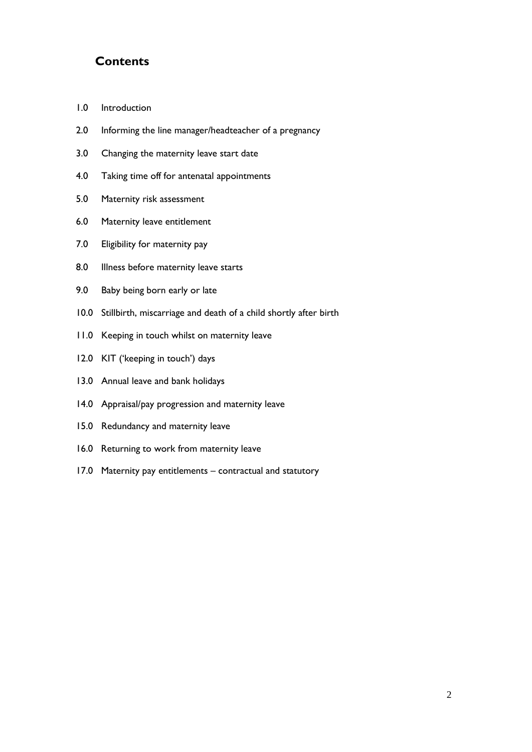## Contents

1.0 Introduction

2.0 Informing the line manager/headteacher of a pregnancy

3.0 Changing the maternity leave start date

4.0 Taking time off for antenatal appointments

5.0 Maternity risk assessment

6.0 Maternity leave entitlement

7.0 Eligibility for maternity pay

8.0 Illness before maternity leave starts

9.0 Baby being born early or late

10.0 Stillbirth, miscarriage and death of a child shortly after birth

11.0 Keeping in touch whilst on maternity leave

12.0 KIT ('keeping in touch') days

13.0 Annual leave and bank holidays

14.0 Appraisal/pay progression and maternity leave

15.0 Redundancy and maternity leave

16.0 Returning to work from maternity leave

17.0 Maternity pay entitlements – contractual and statutory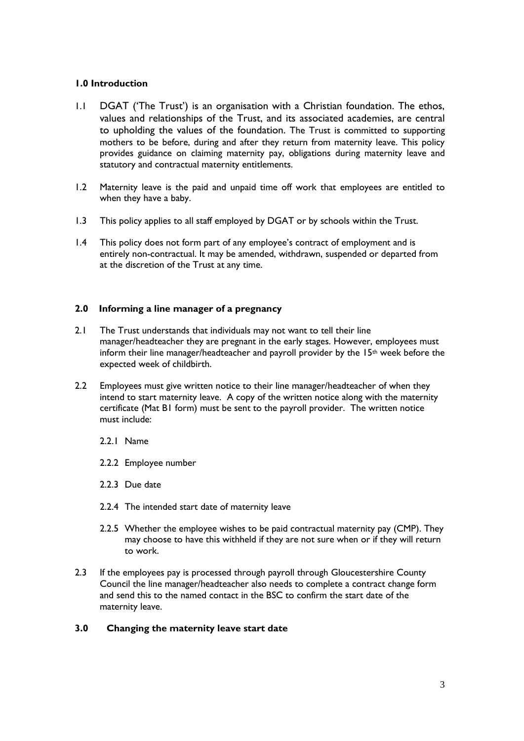## 1.0 Introduction

1.1 DGAT ('The Trust') is an organisation with a Christian foundation. The ethos, values and relationships of the Trust, and its associated academies, are central to upholding the values of the foundation. The Trust is committed to supporting mothers to be before, during and after they return from maternity leave. This policy provides guidance on claiming maternity pay, obligations during maternity leave and statutory and contractual maternity entitlements.

1.2 Maternity leave is the paid and unpaid time off work that employees are entitled to when they have a baby.

1.3 This policy applies to all staff employed by DGAT or by schools within the Trust.

1.4 This policy does not form part of any employee's contract of employment and is entirely non-contractual. It may be amended, withdrawn, suspended or departed from at the discretion of the Trust at any time.

## 2.0 Informing a line manager of a pregnancy

2.1 The Trust understands that individuals may not want to tell their line manager/headteacher they are pregnant in the early stages. However, employees must inform their line manager/headteacher and payroll provider by the 15th week before the expected week of childbirth.

2.2 Employees must give written notice to their line manager/headteacher of when they intend to start maternity leave. A copy of the written notice along with the maternity certificate (Mat B1 form) must be sent to the payroll provider. The written notice must include:

2.2.1 Name

2.2.2 Employee number

2.2.3 Due date

2.2.4 The intended start date of maternity leave

2.2.5 Whether the employee wishes to be paid contractual maternity pay (CMP). They may choose to have this withheld if they are not sure when or if they will return to work.

2.3 If the employees pay is processed through payroll through Gloucestershire County Council the line manager/headteacher also needs to complete a contract change form and send this to the named contact in the BSC to confirm the start date of the maternity leave.

## 3.0 Changing the maternity leave start date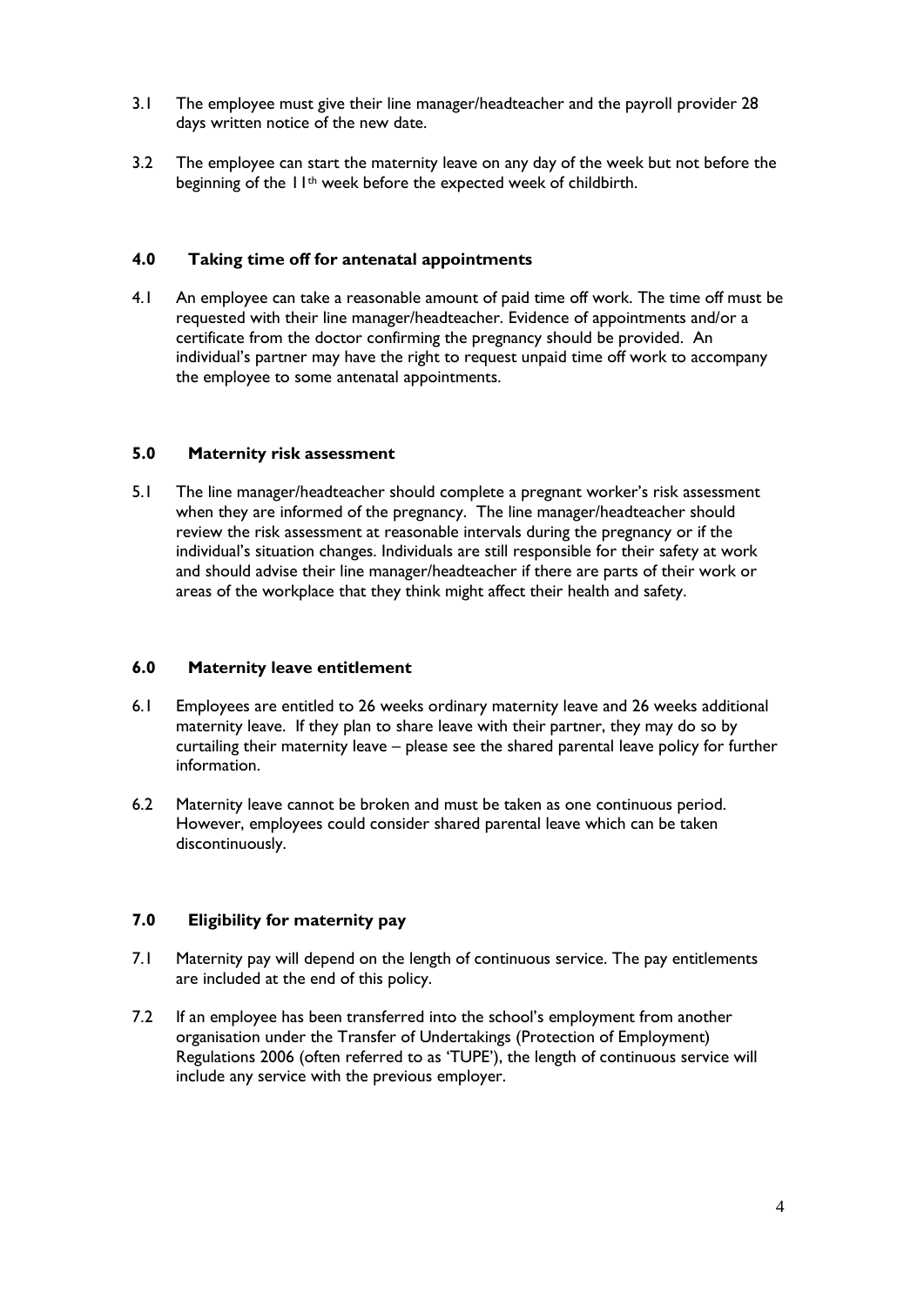3.1 The employee must give their line manager/headteacher and the payroll provider 28 days written notice of the new date.

3.2 The employee can start the maternity leave on any day of the week but not before the beginning of the 11th week before the expected week of childbirth.

## 4.0 Taking time off for antenatal appointments

4.1 An employee can take a reasonable amount of paid time off work. The time off must be requested with their line manager/headteacher. Evidence of appointments and/or a certificate from the doctor confirming the pregnancy should be provided. An individual's partner may have the right to request unpaid time off work to accompany the employee to some antenatal appointments.

## 5.0 Maternity risk assessment

5.1 The line manager/headteacher should complete a pregnant worker's risk assessment when they are informed of the pregnancy. The line manager/headteacher should review the risk assessment at reasonable intervals during the pregnancy or if the individual's situation changes. Individuals are still responsible for their safety at work and should advise their line manager/headteacher if there are parts of their work or areas of the workplace that they think might affect their health and safety.

## 6.0 Maternity leave entitlement

6.1 Employees are entitled to 26 weeks ordinary maternity leave and 26 weeks additional maternity leave. If they plan to share leave with their partner, they may do so by curtailing their maternity leave – please see the shared parental leave policy for further information.

6.2 Maternity leave cannot be broken and must be taken as one continuous period. However, employees could consider shared parental leave which can be taken discontinuously.

## 7.0 Eligibility for maternity pay

7.1 Maternity pay will depend on the length of continuous service. The pay entitlements are included at the end of this policy.

7.2 If an employee has been transferred into the school's employment from another organisation under the Transfer of Undertakings (Protection of Employment) Regulations 2006 (often referred to as 'TUPE'), the length of continuous service will include any service with the previous employer.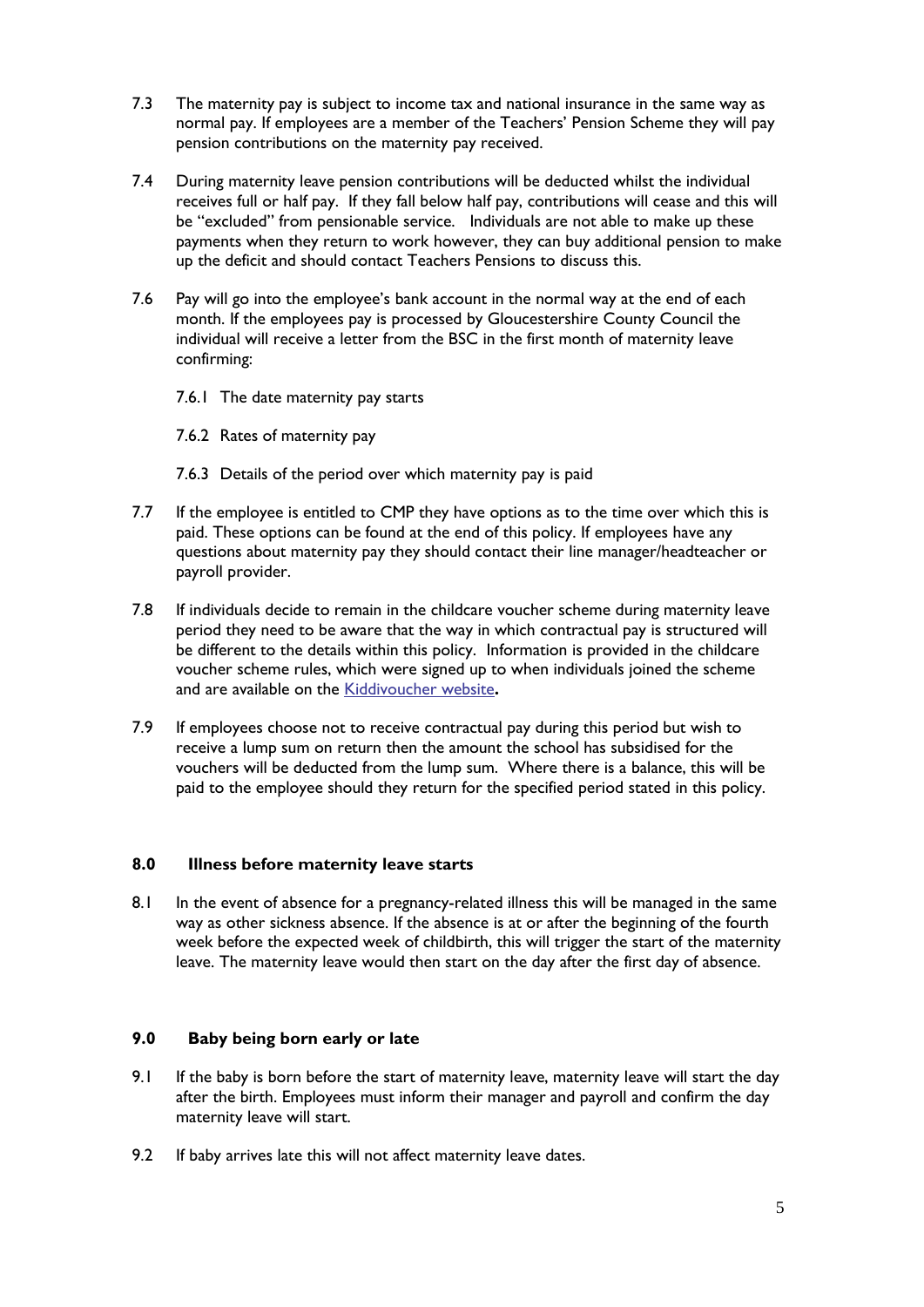7.3 The maternity pay is subject to income tax and national insurance in the same way as normal pay. If employees are a member of the Teachers' Pension Scheme they will pay pension contributions on the maternity pay received.

7.4 During maternity leave pension contributions will be deducted whilst the individual receives full or half pay. If they fall below half pay, contributions will cease and this will be "excluded" from pensionable service. Individuals are not able to make up these payments when they return to work however, they can buy additional pension to make up the deficit and should contact Teachers Pensions to discuss this.

7.6 Pay will go into the employee's bank account in the normal way at the end of each month. If the employees pay is processed by Gloucestershire County Council the individual will receive a letter from the BSC in the first month of maternity leave confirming:

7.6.1 The date maternity pay starts

7.6.2 Rates of maternity pay

7.6.3 Details of the period over which maternity pay is paid

7.7 If the employee is entitled to CMP they have options as to the time over which this is paid. These options can be found at the end of this policy. If employees have any questions about maternity pay they should contact their line manager/headteacher or payroll provider.

7.8 If individuals decide to remain in the childcare voucher scheme during maternity leave period they need to be aware that the way in which contractual pay is structured will be different to the details within this policy. Information is provided in the childcare voucher scheme rules, which were signed up to when individuals joined the scheme and are available on the Kiddivoucher website**.**

7.9 If employees choose not to receive contractual pay during this period but wish to receive a lump sum on return then the amount the school has subsidised for the vouchers will be deducted from the lump sum. Where there is a balance, this will be paid to the employee should they return for the specified period stated in this policy.

## 8.0 Illness before maternity leave starts

8.1 In the event of absence for a pregnancy-related illness this will be managed in the same way as other sickness absence. If the absence is at or after the beginning of the fourth week before the expected week of childbirth, this will trigger the start of the maternity leave. The maternity leave would then start on the day after the first day of absence.

## 9.0 Baby being born early or late

9.1 If the baby is born before the start of maternity leave, maternity leave will start the day after the birth. Employees must inform their manager and payroll and confirm the day maternity leave will start.

9.2 If baby arrives late this will not affect maternity leave dates.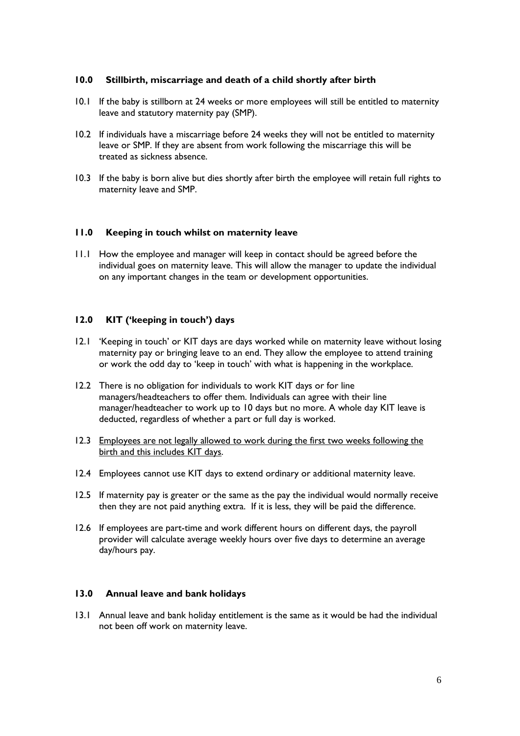## 10.0 Stillbirth, miscarriage and death of a child shortly after birth

10.1 If the baby is stillborn at 24 weeks or more employees will still be entitled to maternity leave and statutory maternity pay (SMP).

10.2 If individuals have a miscarriage before 24 weeks they will not be entitled to maternity leave or SMP. If they are absent from work following the miscarriage this will be treated as sickness absence.

10.3 If the baby is born alive but dies shortly after birth the employee will retain full rights to maternity leave and SMP.

## 11.0 Keeping in touch whilst on maternity leave

11.1 How the employee and manager will keep in contact should be agreed before the individual goes on maternity leave. This will allow the manager to update the individual on any important changes in the team or development opportunities.

## 12.0 KIT ('keeping in touch') days

12.1 'Keeping in touch' or KIT days are days worked while on maternity leave without losing maternity pay or bringing leave to an end. They allow the employee to attend training or work the odd day to 'keep in touch' with what is happening in the workplace.

12.2 There is no obligation for individuals to work KIT days or for line managers/headteachers to offer them. Individuals can agree with their line manager/headteacher to work up to 10 days but no more. A whole day KIT leave is deducted, regardless of whether a part or full day is worked.

12.3 <u>Employees are not legally allowed to work during the first two weeks following the birth and this includes KIT days</u>.

12.4 Employees cannot use KIT days to extend ordinary or additional maternity leave.

12.5 If maternity pay is greater or the same as the pay the individual would normally receive then they are not paid anything extra. If it is less, they will be paid the difference.

12.6 If employees are part-time and work different hours on different days, the payroll provider will calculate average weekly hours over five days to determine an average day/hours pay.

## 13.0 Annual leave and bank holidays

13.1 Annual leave and bank holiday entitlement is the same as it would be had the individual not been off work on maternity leave.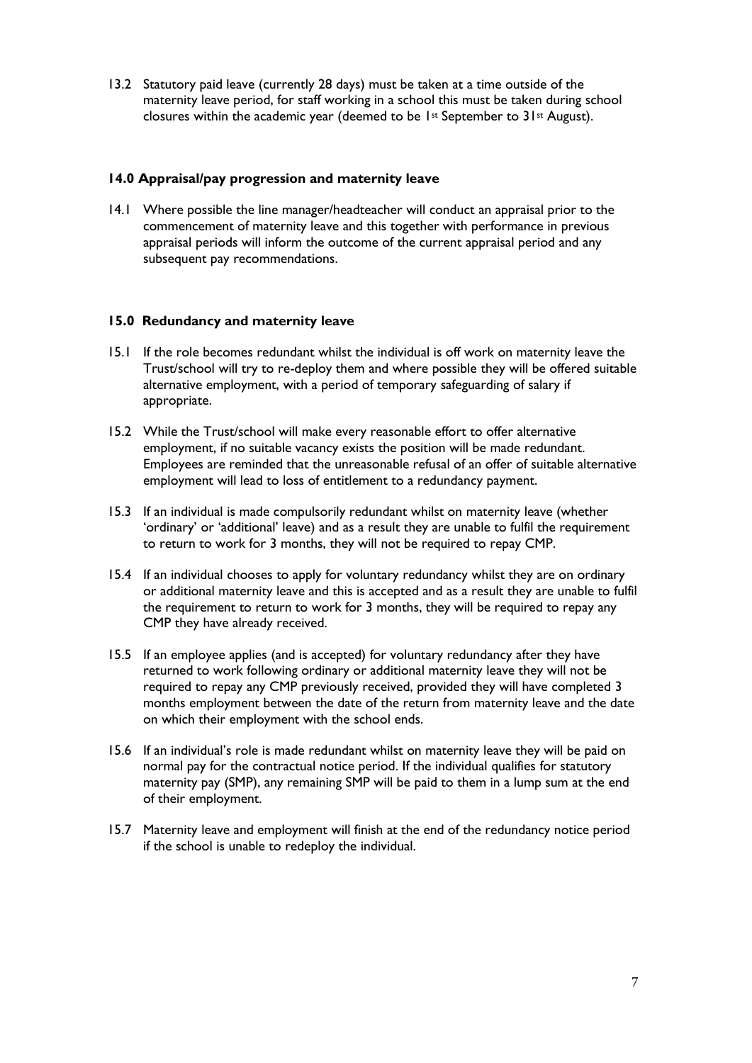13.2 Statutory paid leave (currently 28 days) must be taken at a time outside of the maternity leave period, for staff working in a school this must be taken during school closures within the academic year (deemed to be 1st September to 31st August).

## 14.0 Appraisal/pay progression and maternity leave

14.1 Where possible the line manager/headteacher will conduct an appraisal prior to the commencement of maternity leave and this together with performance in previous appraisal periods will inform the outcome of the current appraisal period and any subsequent pay recommendations.

## 15.0 Redundancy and maternity leave

15.1 If the role becomes redundant whilst the individual is off work on maternity leave the Trust/school will try to re-deploy them and where possible they will be offered suitable alternative employment, with a period of temporary safeguarding of salary if appropriate.

15.2 While the Trust/school will make every reasonable effort to offer alternative employment, if no suitable vacancy exists the position will be made redundant. Employees are reminded that the unreasonable refusal of an offer of suitable alternative employment will lead to loss of entitlement to a redundancy payment.

15.3 If an individual is made compulsorily redundant whilst on maternity leave (whether 'ordinary' or 'additional' leave) and as a result they are unable to fulfil the requirement to return to work for 3 months, they will not be required to repay CMP.

15.4 If an individual chooses to apply for voluntary redundancy whilst they are on ordinary or additional maternity leave and this is accepted and as a result they are unable to fulfil the requirement to return to work for 3 months, they will be required to repay any CMP they have already received.

15.5 If an employee applies (and is accepted) for voluntary redundancy after they have returned to work following ordinary or additional maternity leave they will not be required to repay any CMP previously received, provided they will have completed 3 months employment between the date of the return from maternity leave and the date on which their employment with the school ends.

15.6 If an individual's role is made redundant whilst on maternity leave they will be paid on normal pay for the contractual notice period. If the individual qualifies for statutory maternity pay (SMP), any remaining SMP will be paid to them in a lump sum at the end of their employment.

15.7 Maternity leave and employment will finish at the end of the redundancy notice period if the school is unable to redeploy the individual.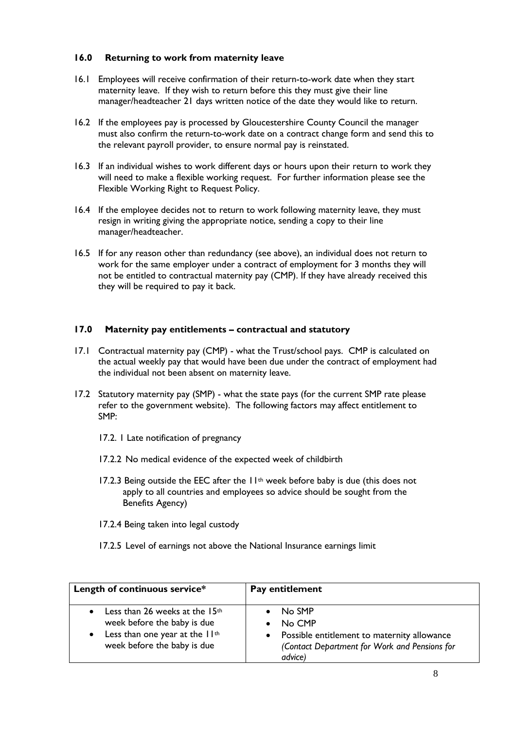## 16.0 Returning to work from maternity leave

16.1 Employees will receive confirmation of their return-to-work date when they start maternity leave. If they wish to return before this they must give their line manager/headteacher 21 days written notice of the date they would like to return.

16.2 If the employees pay is processed by Gloucestershire County Council the manager must also confirm the return-to-work date on a contract change form and send this to the relevant payroll provider, to ensure normal pay is reinstated.

16.3 If an individual wishes to work different days or hours upon their return to work they will need to make a flexible working request. For further information please see the Flexible Working Right to Request Policy.

16.4 If the employee decides not to return to work following maternity leave, they must resign in writing giving the appropriate notice, sending a copy to their line manager/headteacher.

16.5 If for any reason other than redundancy (see above), an individual does not return to work for the same employer under a contract of employment for 3 months they will not be entitled to contractual maternity pay (CMP). If they have already received this they will be required to pay it back.

## 17.0 Maternity pay entitlements – contractual and statutory

17.1 Contractual maternity pay (CMP) - what the Trust/school pays. CMP is calculated on the actual weekly pay that would have been due under the contract of employment had the individual not been absent on maternity leave.

17.2 Statutory maternity pay (SMP) - what the state pays (for the current SMP rate please refer to the government website). The following factors may affect entitlement to SMP:

17.2. 1 Late notification of pregnancy

17.2.2 No medical evidence of the expected week of childbirth

17.2.3 Being outside the EEC after the 11th week before baby is due (this does not apply to all countries and employees so advice should be sought from the Benefits Agency)

17.2.4 Being taken into legal custody

17.2.5 Level of earnings not above the National Insurance earnings limit

| Length of continuous service* | Pay entitlement |
|---|---|
| • Less than 26 weeks at the 15th week before the baby is due<br>• Less than one year at the 11th week before the baby is due | • No SMP<br>• No CMP<br>• Possible entitlement to maternity allowance *(Contact Department for Work and Pensions for advice)* |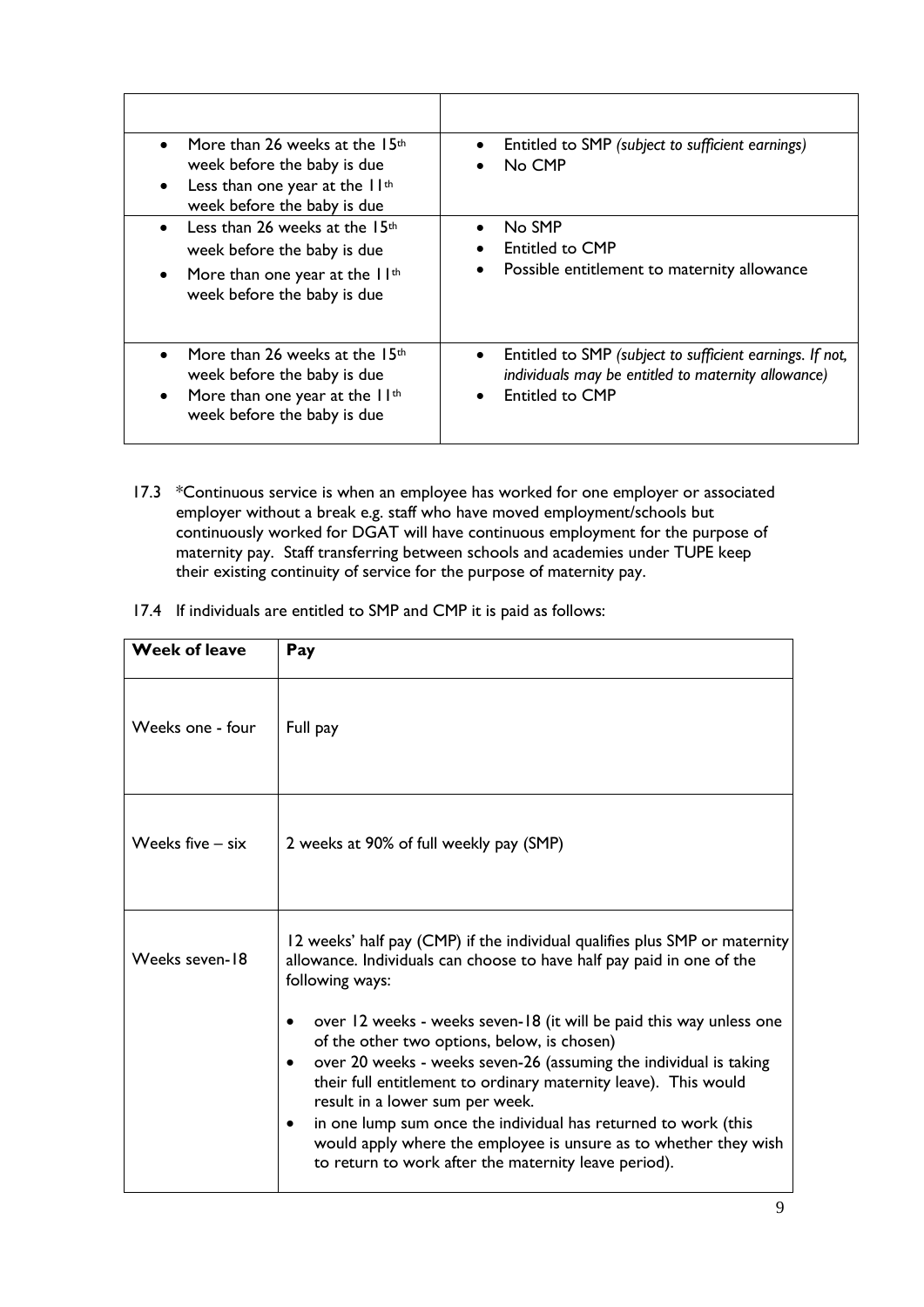| | |
|---|---|
| <ul><li>More than 26 weeks at the 15th week before the baby is due</li><li>Less than one year at the 11th week before the baby is due</li></ul> | <ul><li>Entitled to SMP *(subject to sufficient earnings)*</li><li>No CMP</li></ul> |
| <ul><li>Less than 26 weeks at the 15th week before the baby is due</li><li>More than one year at the 11th week before the baby is due</li></ul> | <ul><li>No SMP</li><li>Entitled to CMP</li><li>Possible entitlement to maternity allowance</li></ul> |
| <ul><li>More than 26 weeks at the 15th week before the baby is due</li><li>More than one year at the 11th week before the baby is due</li></ul> | <ul><li>Entitled to SMP *(subject to sufficient earnings. If not, individuals may be entitled to maternity allowance)*</li><li>Entitled to CMP</li></ul> |

17.3 *Continuous service is when an employee has worked for one employer or associated employer without a break e.g. staff who have moved employment/schools but continuously worked for DGAT will have continuous employment for the purpose of maternity pay. Staff transferring between schools and academies under TUPE keep their existing continuity of service for the purpose of maternity pay.

17.4 If individuals are entitled to SMP and CMP it is paid as follows:

| **Week of leave** | **Pay** |
|---|---|
| Weeks one - four | Full pay |
| Weeks five – six | 2 weeks at 90% of full weekly pay (SMP) |
| Weeks seven-18 | 12 weeks' half pay (CMP) if the individual qualifies plus SMP or maternity allowance. Individuals can choose to have half pay paid in one of the following ways:<ul><li>over 12 weeks - weeks seven-18 (it will be paid this way unless one of the other two options, below, is chosen)</li><li>over 20 weeks - weeks seven-26 (assuming the individual is taking their full entitlement to ordinary maternity leave). This would result in a lower sum per week.</li><li>in one lump sum once the individual has returned to work (this would apply where the employee is unsure as to whether they wish to return to work after the maternity leave period).</li></ul> |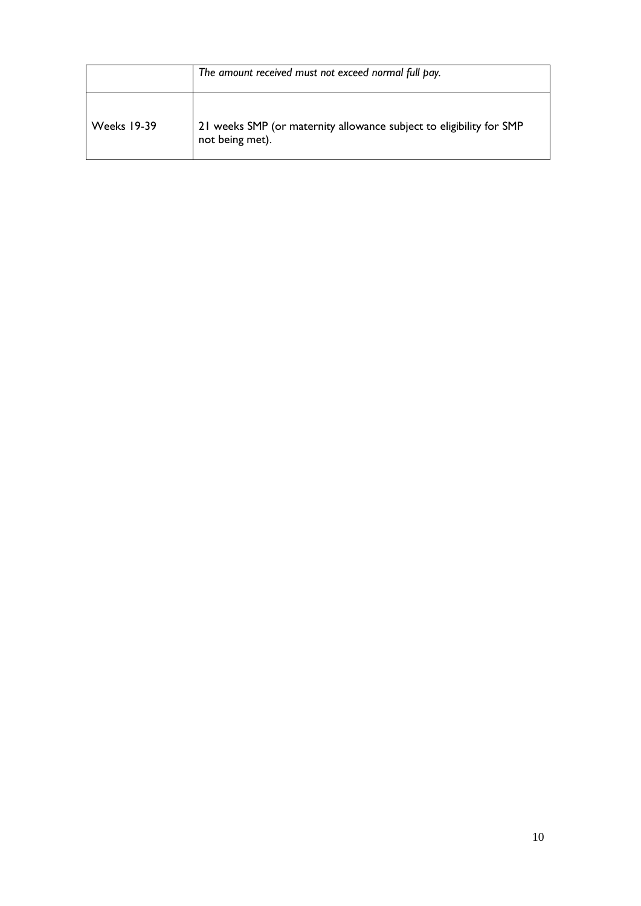| | |
|---|---|
| | *The amount received must not exceed normal full pay.* |
| Weeks 19-39 | 21 weeks SMP (or maternity allowance subject to eligibility for SMP not being met). |